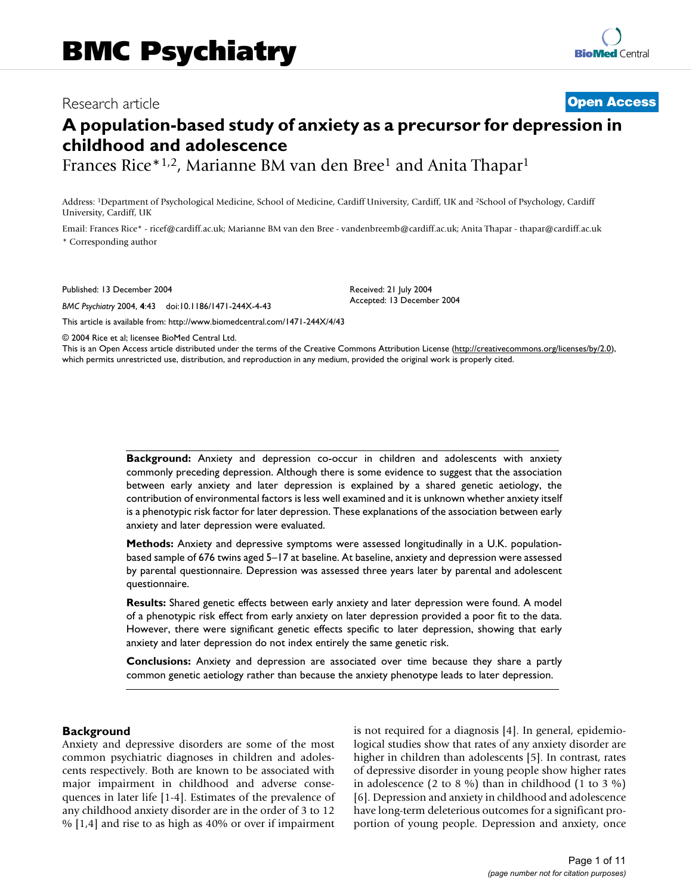Research article

**Open Access**

# A population-based study of anxiety as a precursor for depression in childhood and adolescence

Frances Rice*[1,2], Marianne BM van den Bree[1] and Anita Thapar[1]

Address: [1]Department of Psychological Medicine, School of Medicine, Cardiff University, Cardiff, UK and [2]School of Psychology, Cardiff University, Cardiff, UK

Email: Frances Rice* - ricef@cardiff.ac.uk; Marianne BM van den Bree - vandenbreemb@cardiff.ac.uk; Anita Thapar - thapar@cardiff.ac.uk

* Corresponding author

Published: 13 December 2004

*BMC Psychiatry* 2004, **4**:43 doi:10.1186/1471-244X-4-43

Received: 21 July 2004

Accepted: 13 December 2004

This article is available from: http://www.biomedcentral.com/1471-244X/4/43

© 2004 Rice et al; licensee BioMed Central Ltd.

This is an Open Access article distributed under the terms of the Creative Commons Attribution License (http://creativecommons.org/licenses/by/2.0), which permits unrestricted use, distribution, and reproduction in any medium, provided the original work is properly cited.

**Background:** Anxiety and depression co-occur in children and adolescents with anxiety commonly preceding depression. Although there is some evidence to suggest that the association between early anxiety and later depression is explained by a shared genetic aetiology, the contribution of environmental factors is less well examined and it is unknown whether anxiety itself is a phenotypic risk factor for later depression. These explanations of the association between early anxiety and later depression were evaluated.

**Methods:** Anxiety and depressive symptoms were assessed longitudinally in a U.K. population-based sample of 676 twins aged 5–17 at baseline. At baseline, anxiety and depression were assessed by parental questionnaire. Depression was assessed three years later by parental and adolescent questionnaire.

**Results:** Shared genetic effects between early anxiety and later depression were found. A model of a phenotypic risk effect from early anxiety on later depression provided a poor fit to the data. However, there were significant genetic effects specific to later depression, showing that early anxiety and later depression do not index entirely the same genetic risk.

**Conclusions:** Anxiety and depression are associated over time because they share a partly common genetic aetiology rather than because the anxiety phenotype leads to later depression.

## Background

Anxiety and depressive disorders are some of the most common psychiatric diagnoses in children and adolescents respectively. Both are known to be associated with major impairment in childhood and adverse consequences in later life [1-4]. Estimates of the prevalence of any childhood anxiety disorder are in the order of 3 to 12 % [1,4] and rise to as high as 40% or over if impairment is not required for a diagnosis [4]. In general, epidemiological studies show that rates of any anxiety disorder are higher in children than adolescents [5]. In contrast, rates of depressive disorder in young people show higher rates in adolescence (2 to 8 %) than in childhood (1 to 3 %) [6]. Depression and anxiety in childhood and adolescence have long-term deleterious outcomes for a significant proportion of young people. Depression and anxiety, once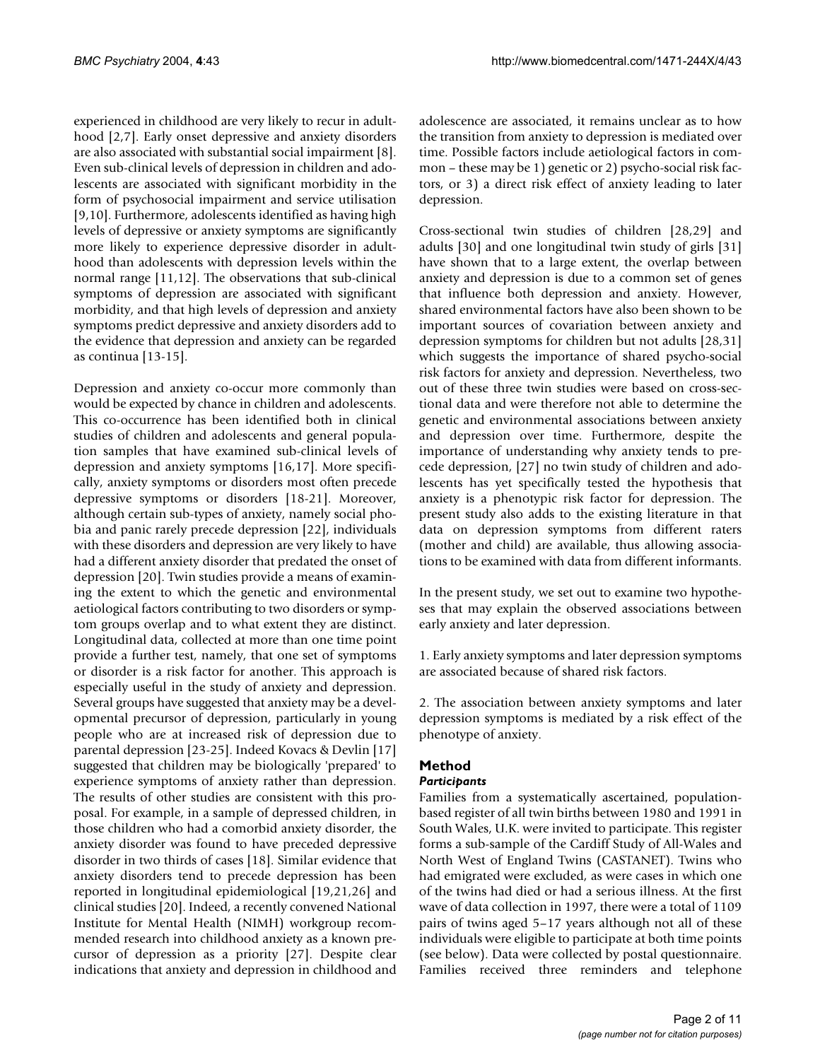experienced in childhood are very likely to recur in adulthood [2,7]. Early onset depressive and anxiety disorders are also associated with substantial social impairment [8]. Even sub-clinical levels of depression in children and adolescents are associated with significant morbidity in the form of psychosocial impairment and service utilisation [9,10]. Furthermore, adolescents identified as having high levels of depressive or anxiety symptoms are significantly more likely to experience depressive disorder in adulthood than adolescents with depression levels within the normal range [11,12]. The observations that sub-clinical symptoms of depression are associated with significant morbidity, and that high levels of depression and anxiety symptoms predict depressive and anxiety disorders add to the evidence that depression and anxiety can be regarded as continua [13-15].

Depression and anxiety co-occur more commonly than would be expected by chance in children and adolescents. This co-occurrence has been identified both in clinical studies of children and adolescents and general population samples that have examined sub-clinical levels of depression and anxiety symptoms [16,17]. More specifically, anxiety symptoms or disorders most often precede depressive symptoms or disorders [18-21]. Moreover, although certain sub-types of anxiety, namely social phobia and panic rarely precede depression [22], individuals with these disorders and depression are very likely to have had a different anxiety disorder that predated the onset of depression [20]. Twin studies provide a means of examining the extent to which the genetic and environmental aetiological factors contributing to two disorders or symptom groups overlap and to what extent they are distinct. Longitudinal data, collected at more than one time point provide a further test, namely, that one set of symptoms or disorder is a risk factor for another. This approach is especially useful in the study of anxiety and depression. Several groups have suggested that anxiety may be a developmental precursor of depression, particularly in young people who are at increased risk of depression due to parental depression [23-25]. Indeed Kovacs & Devlin [17] suggested that children may be biologically 'prepared' to experience symptoms of anxiety rather than depression. The results of other studies are consistent with this proposal. For example, in a sample of depressed children, in those children who had a comorbid anxiety disorder, the anxiety disorder was found to have preceded depressive disorder in two thirds of cases [18]. Similar evidence that anxiety disorders tend to precede depression has been reported in longitudinal epidemiological [19,21,26] and clinical studies [20]. Indeed, a recently convened National Institute for Mental Health (NIMH) workgroup recommended research into childhood anxiety as a known precursor of depression as a priority [27]. Despite clear indications that anxiety and depression in childhood and adolescence are associated, it remains unclear as to how the transition from anxiety to depression is mediated over time. Possible factors include aetiological factors in common – these may be 1) genetic or 2) psycho-social risk factors, or 3) a direct risk effect of anxiety leading to later depression.

Cross-sectional twin studies of children [28,29] and adults [30] and one longitudinal twin study of girls [31] have shown that to a large extent, the overlap between anxiety and depression is due to a common set of genes that influence both depression and anxiety. However, shared environmental factors have also been shown to be important sources of covariation between anxiety and depression symptoms for children but not adults [28,31] which suggests the importance of shared psycho-social risk factors for anxiety and depression. Nevertheless, two out of these three twin studies were based on cross-sectional data and were therefore not able to determine the genetic and environmental associations between anxiety and depression over time. Furthermore, despite the importance of understanding why anxiety tends to precede depression, [27] no twin study of children and adolescents has yet specifically tested the hypothesis that anxiety is a phenotypic risk factor for depression. The present study also adds to the existing literature in that data on depression symptoms from different raters (mother and child) are available, thus allowing associations to be examined with data from different informants.

In the present study, we set out to examine two hypotheses that may explain the observed associations between early anxiety and later depression.

1. Early anxiety symptoms and later depression symptoms are associated because of shared risk factors.

2. The association between anxiety symptoms and later depression symptoms is mediated by a risk effect of the phenotype of anxiety.

## Method

### *Participants*

Families from a systematically ascertained, population-based register of all twin births between 1980 and 1991 in South Wales, U.K. were invited to participate. This register forms a sub-sample of the Cardiff Study of All-Wales and North West of England Twins (CASTANET). Twins who had emigrated were excluded, as were cases in which one of the twins had died or had a serious illness. At the first wave of data collection in 1997, there were a total of 1109 pairs of twins aged 5–17 years although not all of these individuals were eligible to participate at both time points (see below). Data were collected by postal questionnaire. Families received three reminders and telephone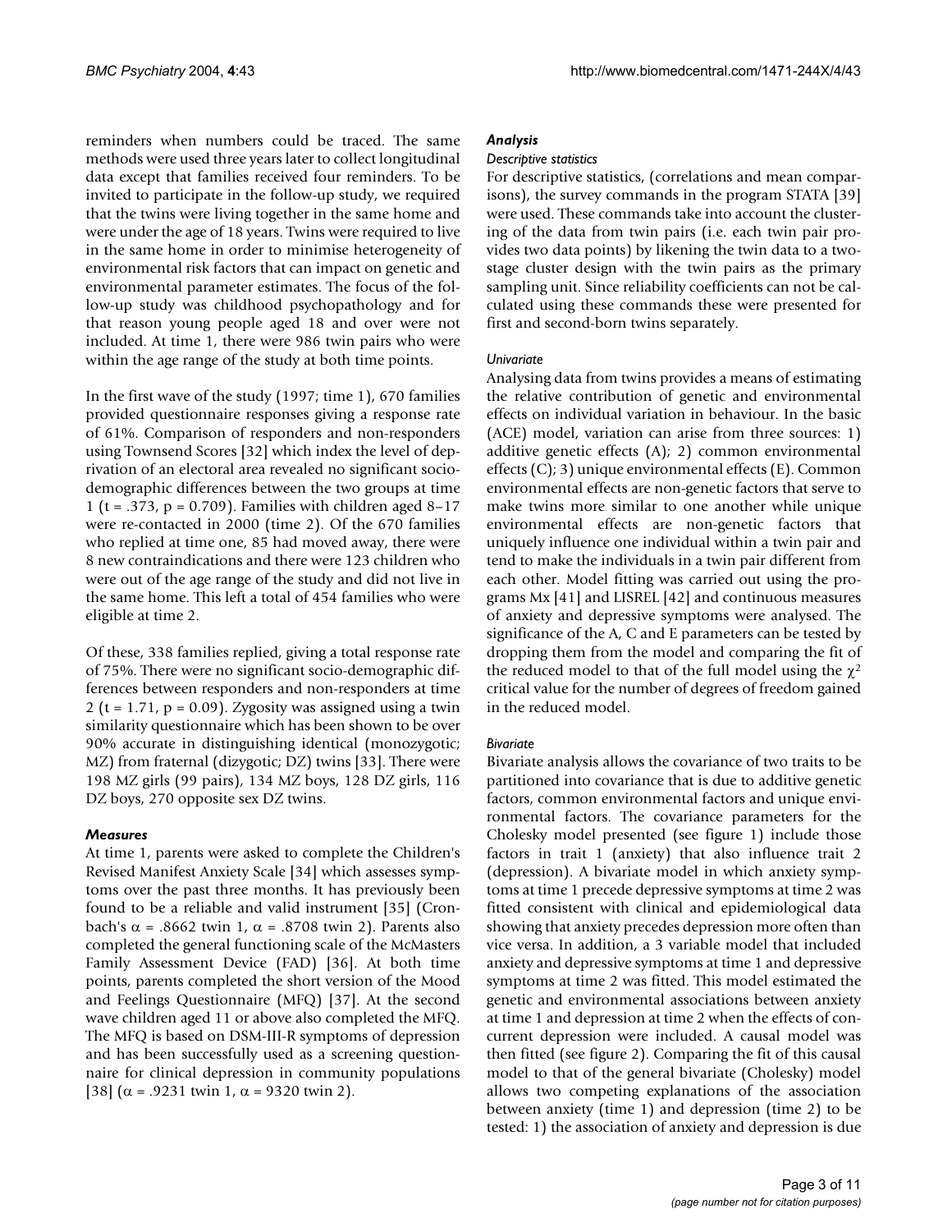reminders when numbers could be traced. The same methods were used three years later to collect longitudinal data except that families received four reminders. To be invited to participate in the follow-up study, we required that the twins were living together in the same home and were under the age of 18 years. Twins were required to live in the same home in order to minimise heterogeneity of environmental risk factors that can impact on genetic and environmental parameter estimates. The focus of the follow-up study was childhood psychopathology and for that reason young people aged 18 and over were not included. At time 1, there were 986 twin pairs who were within the age range of the study at both time points.

In the first wave of the study (1997; time 1), 670 families provided questionnaire responses giving a response rate of 61%. Comparison of responders and non-responders using Townsend Scores [32] which index the level of deprivation of an electoral area revealed no significant socio-demographic differences between the two groups at time 1 ($t = .373$, $p = 0.709$). Families with children aged 8–17 were re-contacted in 2000 (time 2). Of the 670 families who replied at time one, 85 had moved away, there were 8 new contraindications and there were 123 children who were out of the age range of the study and did not live in the same home. This left a total of 454 families who were eligible at time 2.

Of these, 338 families replied, giving a total response rate of 75%. There were no significant socio-demographic differences between responders and non-responders at time 2 ($t = 1.71$, $p = 0.09$). Zygosity was assigned using a twin similarity questionnaire which has been shown to be over 90% accurate in distinguishing identical (monozygotic; MZ) from fraternal (dizygotic; DZ) twins [33]. There were 198 MZ girls (99 pairs), 134 MZ boys, 128 DZ girls, 116 DZ boys, 270 opposite sex DZ twins.

### Measures

At time 1, parents were asked to complete the Children's Revised Manifest Anxiety Scale [34] which assesses symptoms over the past three months. It has previously been found to be a reliable and valid instrument [35] (Cronbach's $\alpha = .8662$ twin 1, $\alpha = .8708$ twin 2). Parents also completed the general functioning scale of the McMasters Family Assessment Device (FAD) [36]. At both time points, parents completed the short version of the Mood and Feelings Questionnaire (MFQ) [37]. At the second wave children aged 11 or above also completed the MFQ. The MFQ is based on DSM-III-R symptoms of depression and has been successfully used as a screening questionnaire for clinical depression in community populations [38] ($\alpha = .9231$ twin 1, $\alpha = 9320$ twin 2).

### Analysis

#### *Descriptive statistics*

For descriptive statistics, (correlations and mean comparisons), the survey commands in the program STATA [39] were used. These commands take into account the clustering of the data from twin pairs (i.e. each twin pair provides two data points) by likening the twin data to a two-stage cluster design with the twin pairs as the primary sampling unit. Since reliability coefficients can not be calculated using these commands these were presented for first and second-born twins separately.

#### *Univariate*

Analysing data from twins provides a means of estimating the relative contribution of genetic and environmental effects on individual variation in behaviour. In the basic (ACE) model, variation can arise from three sources: 1) additive genetic effects (A); 2) common environmental effects (C); 3) unique environmental effects (E). Common environmental effects are non-genetic factors that serve to make twins more similar to one another while unique environmental effects are non-genetic factors that uniquely influence one individual within a twin pair and tend to make the individuals in a twin pair different from each other. Model fitting was carried out using the programs Mx [41] and LISREL [42] and continuous measures of anxiety and depressive symptoms were analysed. The significance of the A, C and E parameters can be tested by dropping them from the model and comparing the fit of the reduced model to that of the full model using the $\chi^2$ critical value for the number of degrees of freedom gained in the reduced model.

#### *Bivariate*

Bivariate analysis allows the covariance of two traits to be partitioned into covariance that is due to additive genetic factors, common environmental factors and unique environmental factors. The covariance parameters for the Cholesky model presented (see figure 1) include those factors in trait 1 (anxiety) that also influence trait 2 (depression). A bivariate model in which anxiety symptoms at time 1 precede depressive symptoms at time 2 was fitted consistent with clinical and epidemiological data showing that anxiety precedes depression more often than vice versa. In addition, a 3 variable model that included anxiety and depressive symptoms at time 1 and depressive symptoms at time 2 was fitted. This model estimated the genetic and environmental associations between anxiety at time 1 and depression at time 2 when the effects of concurrent depression were included. A causal model was then fitted (see figure 2). Comparing the fit of this causal model to that of the general bivariate (Cholesky) model allows two competing explanations of the association between anxiety (time 1) and depression (time 2) to be tested: 1) the association of anxiety and depression is due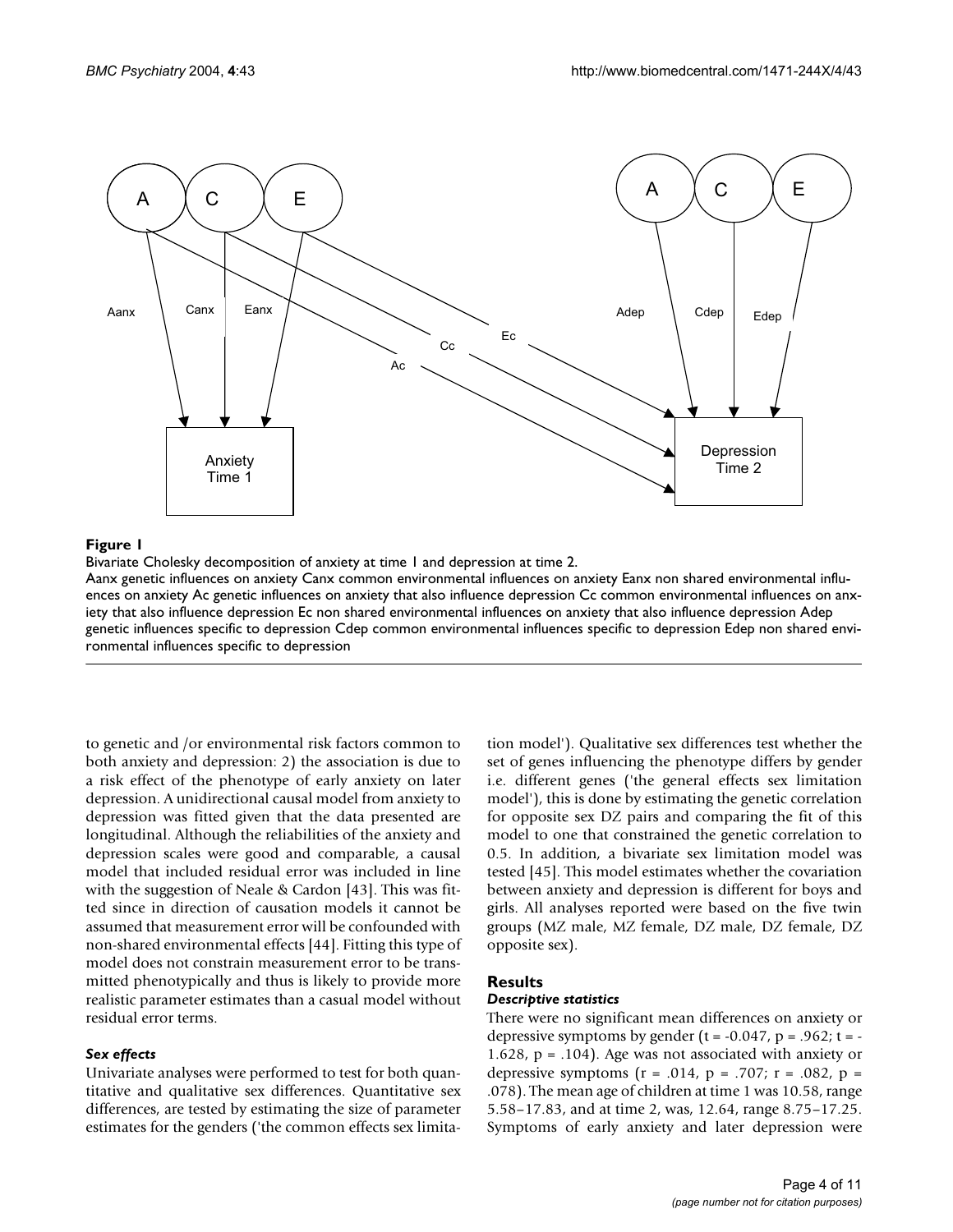**Figure 1**

Bivariate Cholesky decomposition of anxiety at time 1 and depression at time 2.

Aanx genetic influences on anxiety Canx common environmental influences on anxiety Eanx non shared environmental influences on anxiety Ac genetic influences on anxiety that also influence depression Cc common environmental influences on anxiety that also influence depression Ec non shared environmental influences on anxiety that also influence depression Adep genetic influences specific to depression Cdep common environmental influences specific to depression Edep non shared environmental influences specific to depression

to genetic and /or environmental risk factors common to both anxiety and depression: 2) the association is due to a risk effect of the phenotype of early anxiety on later depression. A unidirectional causal model from anxiety to depression was fitted given that the data presented are longitudinal. Although the reliabilities of the anxiety and depression scales were good and comparable, a causal model that included residual error was included in line with the suggestion of Neale & Cardon [43]. This was fitted since in direction of causation models it cannot be assumed that measurement error will be confounded with non-shared environmental effects [44]. Fitting this type of model does not constrain measurement error to be transmitted phenotypically and thus is likely to provide more realistic parameter estimates than a casual model without residual error terms.

### *Sex effects*

Univariate analyses were performed to test for both quantitative and qualitative sex differences. Quantitative sex differences, are tested by estimating the size of parameter estimates for the genders ('the common effects sex limitation model'). Qualitative sex differences test whether the set of genes influencing the phenotype differs by gender i.e. different genes ('the general effects sex limitation model'), this is done by estimating the genetic correlation for opposite sex DZ pairs and comparing the fit of this model to one that constrained the genetic correlation to 0.5. In addition, a bivariate sex limitation model was tested [45]. This model estimates whether the covariation between anxiety and depression is different for boys and girls. All analyses reported were based on the five twin groups (MZ male, MZ female, DZ male, DZ female, DZ opposite sex).

## Results

### *Descriptive statistics*

There were no significant mean differences on anxiety or depressive symptoms by gender ($t = -0.047$, $p = .962$; $t = -1.628$, $p = .104$). Age was not associated with anxiety or depressive symptoms ($r = .014$, $p = .707$; $r = .082$, $p = .078$). The mean age of children at time 1 was 10.58, range 5.58–17.83, and at time 2, was, 12.64, range 8.75–17.25. Symptoms of early anxiety and later depression were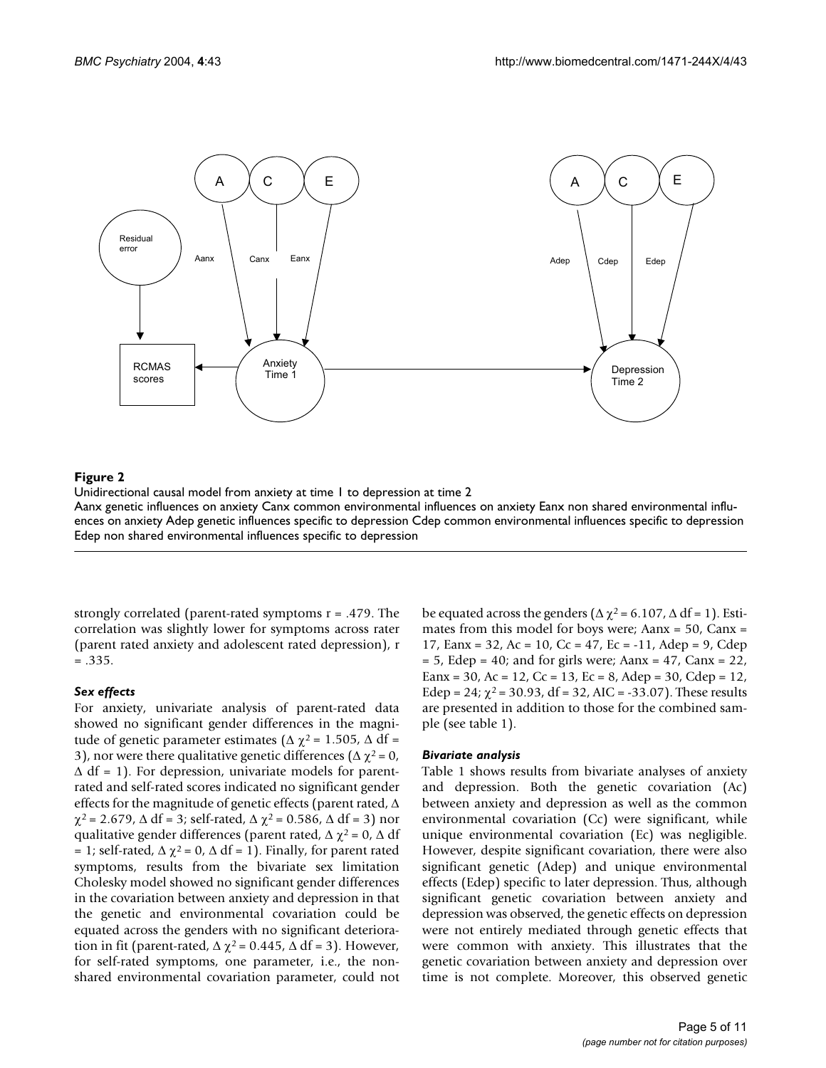**Figure 2**

Unidirectional causal model from anxiety at time 1 to depression at time 2

Aanx genetic influences on anxiety Canx common environmental influences on anxiety Eanx non shared environmental influences on anxiety Adep genetic influences specific to depression Cdep common environmental influences specific to depression Edep non shared environmental influences specific to depression

strongly correlated (parent-rated symptoms r = .479. The correlation was slightly lower for symptoms across rater (parent rated anxiety and adolescent rated depression), r = .335.

### *Sex effects*

For anxiety, univariate analysis of parent-rated data showed no significant gender differences in the magnitude of genetic parameter estimates ($\Delta\chi^2 = 1.505$, $\Delta$ df = 3), nor were there qualitative genetic differences ($\Delta\chi^2 = 0$, $\Delta$ df = 1). For depression, univariate models for parent-rated and self-rated scores indicated no significant gender effects for the magnitude of genetic effects (parent rated, $\Delta\chi^2 = 2.679$, $\Delta$ df = 3; self-rated, $\Delta\chi^2 = 0.586$, $\Delta$ df = 3) nor qualitative gender differences (parent rated, $\Delta\chi^2 = 0$, $\Delta$ df = 1; self-rated, $\Delta\chi^2 = 0$, $\Delta$ df = 1). Finally, for parent rated symptoms, results from the bivariate sex limitation Cholesky model showed no significant gender differences in the covariation between anxiety and depression in that the genetic and environmental covariation could be equated across the genders with no significant deterioration in fit (parent-rated, $\Delta\chi^2 = 0.445$, $\Delta$ df = 3). However, for self-rated symptoms, one parameter, i.e., the non-shared environmental covariation parameter, could not be equated across the genders ($\Delta\chi^2 = 6.107$, $\Delta$ df = 1). Estimates from this model for boys were; Aanx = 50, Canx = 17, Eanx = 32, Ac = 10, Cc = 47, Ec = -11, Adep = 9, Cdep = 5, Edep = 40; and for girls were; Aanx = 47, Canx = 22, Eanx = 30, Ac = 12, Cc = 13, Ec = 8, Adep = 30, Cdep = 12, Edep = 24; $\chi^2 = 30.93$, df = 32, AIC = -33.07). These results are presented in addition to those for the combined sample (see table 1).

### *Bivariate analysis*

Table 1 shows results from bivariate analyses of anxiety and depression. Both the genetic covariation (Ac) between anxiety and depression as well as the common environmental covariation (Cc) were significant, while unique environmental covariation (Ec) was negligible. However, despite significant covariation, there were also significant genetic (Adep) and unique environmental effects (Edep) specific to later depression. Thus, although significant genetic covariation between anxiety and depression was observed, the genetic effects on depression were not entirely mediated through genetic effects that were common with anxiety. This illustrates that the genetic covariation between anxiety and depression over time is not complete. Moreover, this observed genetic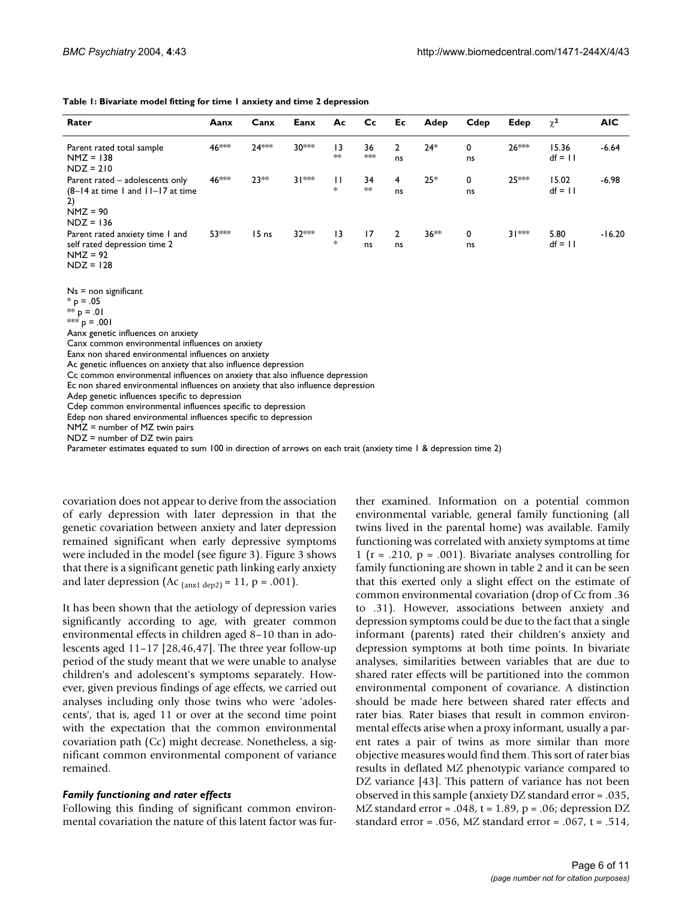**Table 1: Bivariate model fitting for time 1 anxiety and time 2 depression**

| Rater | Aanx | Canx | Eanx | Ac | Cc | Ec | Adep | Cdep | Edep | $\chi^2$ | AIC |
|---|---|---|---|---|---|---|---|---|---|---|---|
| Parent rated total sample NMZ = 138 NDZ = 210 | 46*** | 24*** | 30*** | 13 ** | 36 *** | 2 ns | 24* | 0 ns | 26*** | 15.36 df = 11 | -6.64 |
| Parent rated – adolescents only (8–14 at time 1 and 11–17 at time 2) NMZ = 90 NDZ = 136 | 46*** | 23** | 31*** | 11 * | 34 ** | 4 ns | 25* | 0 ns | 25*** | 15.02 df = 11 | -6.98 |
| Parent rated anxiety time 1 and self rated depression time 2 NMZ = 92 NDZ = 128 | 53*** | 15 ns | 32*** | 13 * | 17 ns | 2 ns | 36** | 0 ns | 31*** | 5.80 df = 11 | -16.20 |

Ns = non significant
* p = .05
** p = .01
*** p = .001
Aanx genetic influences on anxiety
Canx common environmental influences on anxiety
Eanx non shared environmental influences on anxiety
Ac genetic influences on anxiety that also influence depression
Cc common environmental influences on anxiety that also influence depression
Ec non shared environmental influences on anxiety that also influence depression
Adep genetic influences specific to depression
Cdep common environmental influences specific to depression
Edep non shared environmental influences specific to depression
NMZ = number of MZ twin pairs
NDZ = number of DZ twin pairs
Parameter estimates equated to sum 100 in direction of arrows on each trait (anxiety time 1 & depression time 2)

covariation does not appear to derive from the association of early depression with later depression in that the genetic covariation between anxiety and later depression remained significant when early depressive symptoms were included in the model (see figure 3). Figure 3 shows that there is a significant genetic path linking early anxiety and later depression ($Ac_{(anx1\ dep2)} = 11$, $p = .001$).

It has been shown that the aetiology of depression varies significantly according to age, with greater common environmental effects in children aged 8–10 than in adolescents aged 11–17 [28,46,47]. The three year follow-up period of the study meant that we were unable to analyse children's and adolescent's symptoms separately. However, given previous findings of age effects, we carried out analyses including only those twins who were 'adolescents', that is, aged 11 or over at the second time point with the expectation that the common environmental covariation path (Cc) might decrease. Nonetheless, a significant common environmental component of variance remained.

### *Family functioning and rater effects*

Following this finding of significant common environmental covariation the nature of this latent factor was further examined. Information on a potential common environmental variable, general family functioning (all twins lived in the parental home) was available. Family functioning was correlated with anxiety symptoms at time 1 ($r = .210$, $p = .001$). Bivariate analyses controlling for family functioning are shown in table 2 and it can be seen that this exerted only a slight effect on the estimate of common environmental covariation (drop of Cc from .36 to .31). However, associations between anxiety and depression symptoms could be due to the fact that a single informant (parents) rated their children's anxiety and depression symptoms at both time points. In bivariate analyses, similarities between variables that are due to shared rater effects will be partitioned into the common environmental component of covariance. A distinction should be made here between shared rater effects and rater bias. Rater biases that result in common environmental effects arise when a proxy informant, usually a parent rates a pair of twins as more similar than more objective measures would find them. This sort of rater bias results in deflated MZ phenotypic variance compared to DZ variance [43]. This pattern of variance has not been observed in this sample (anxiety DZ standard error = .035, MZ standard error = .048, $t = 1.89$, $p = .06$; depression DZ standard error = .056, MZ standard error = .067, $t = .514$,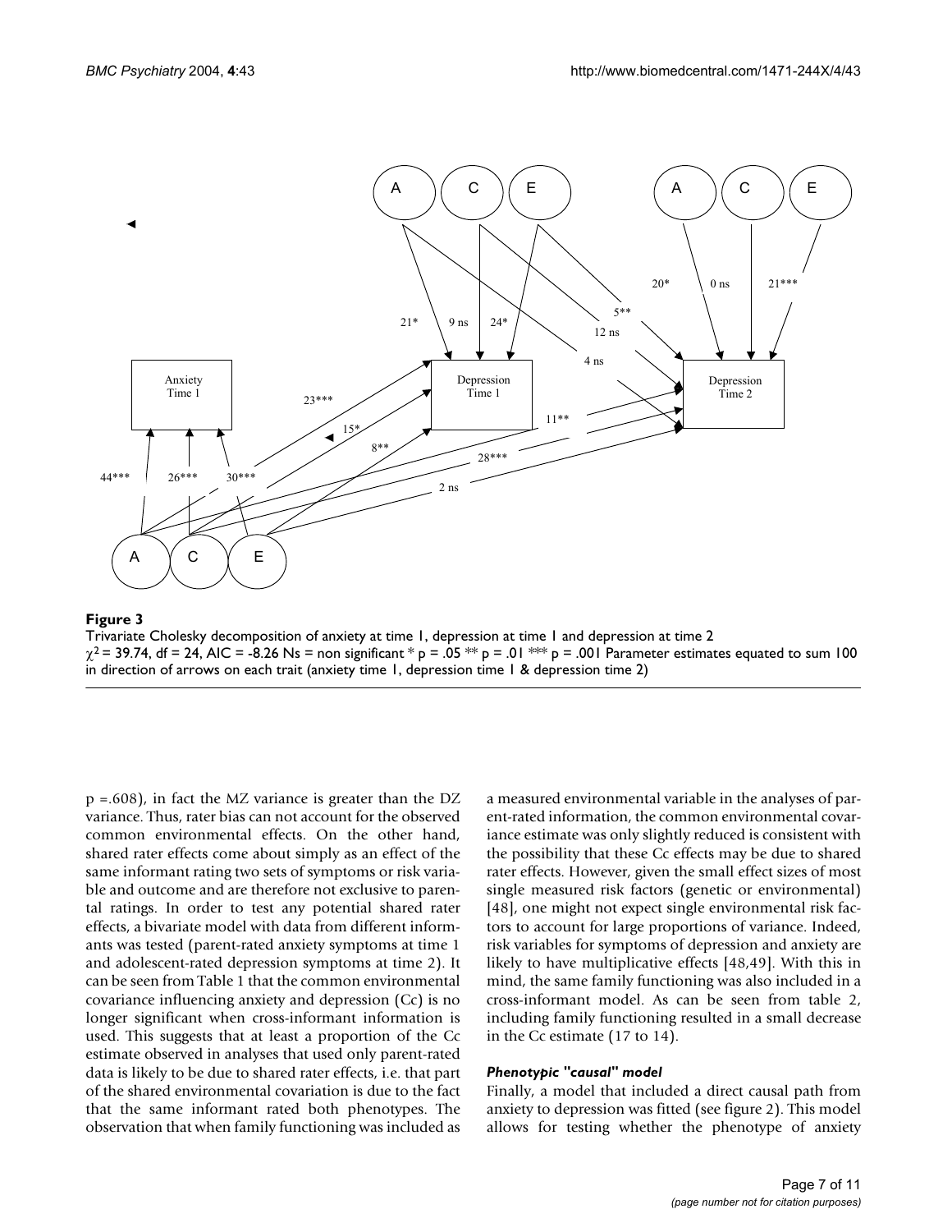**Figure 3**

Trivariate Cholesky decomposition of anxiety at time 1, depression at time 1 and depression at time 2
$\chi^2$ = 39.74, df = 24, AIC = -8.26 Ns = non significant * p = .05 ** p = .01 *** p = .001 Parameter estimates equated to sum 100 in direction of arrows on each trait (anxiety time 1, depression time 1 & depression time 2)

p =.608), in fact the MZ variance is greater than the DZ variance. Thus, rater bias can not account for the observed common environmental effects. On the other hand, shared rater effects come about simply as an effect of the same informant rating two sets of symptoms or risk variable and outcome and are therefore not exclusive to parental ratings. In order to test any potential shared rater effects, a bivariate model with data from different informants was tested (parent-rated anxiety symptoms at time 1 and adolescent-rated depression symptoms at time 2). It can be seen from Table 1 that the common environmental covariance influencing anxiety and depression (Cc) is no longer significant when cross-informant information is used. This suggests that at least a proportion of the Cc estimate observed in analyses that used only parent-rated data is likely to be due to shared rater effects, i.e. that part of the shared environmental covariation is due to the fact that the same informant rated both phenotypes. The observation that when family functioning was included as a measured environmental variable in the analyses of parent-rated information, the common environmental covariance estimate was only slightly reduced is consistent with the possibility that these Cc effects may be due to shared rater effects. However, given the small effect sizes of most single measured risk factors (genetic or environmental) [48], one might not expect single environmental risk factors to account for large proportions of variance. Indeed, risk variables for symptoms of depression and anxiety are likely to have multiplicative effects [48,49]. With this in mind, the same family functioning was also included in a cross-informant model. As can be seen from table 2, including family functioning resulted in a small decrease in the Cc estimate (17 to 14).

#### *Phenotypic "causal" model*

Finally, a model that included a direct causal path from anxiety to depression was fitted (see figure 2). This model allows for testing whether the phenotype of anxiety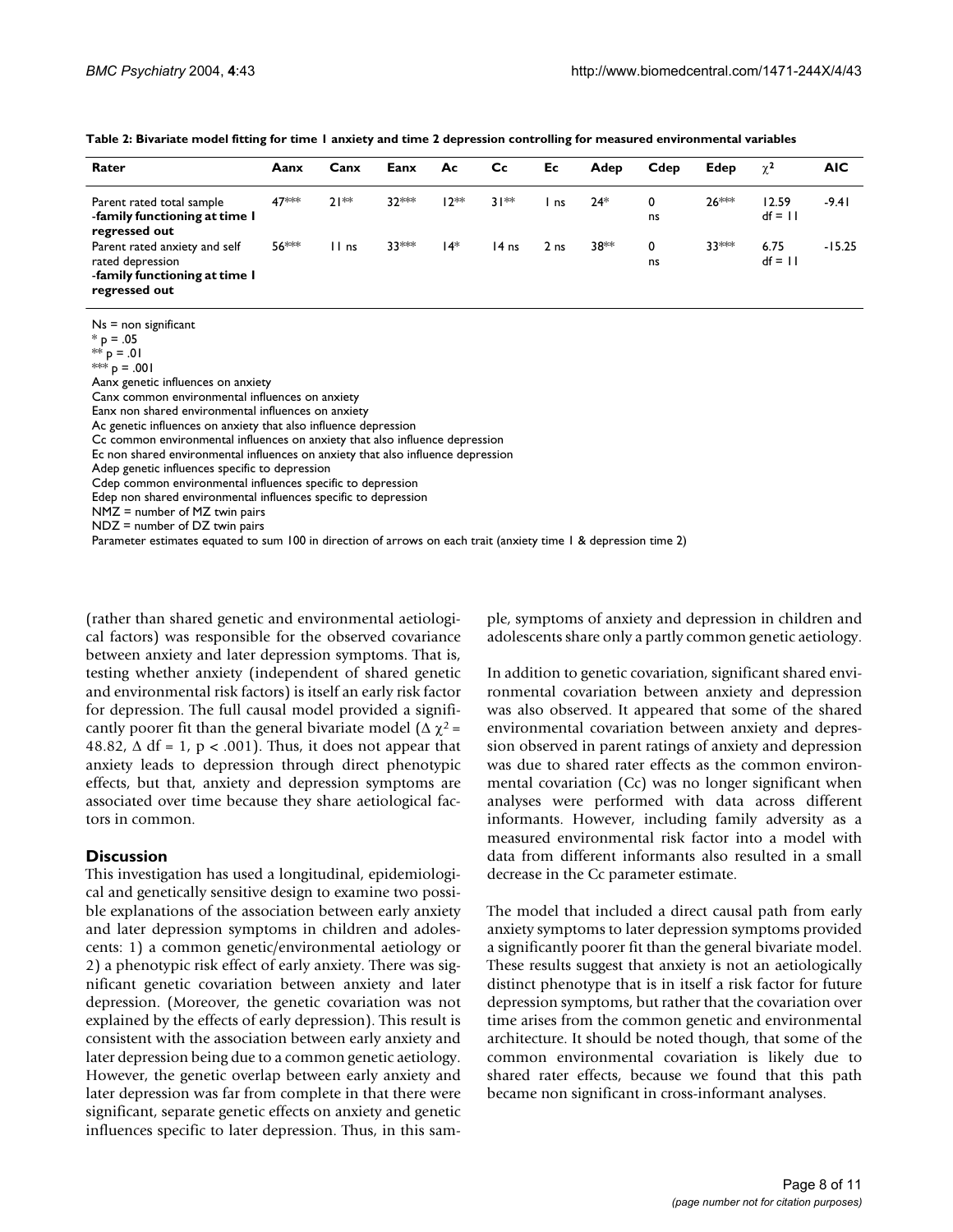**Table 2: Bivariate model fitting for time 1 anxiety and time 2 depression controlling for measured environmental variables**

| Rater | Aanx | Canx | Eanx | Ac | Cc | Ec | Adep | Cdep | Edep | $\chi^2$ | AIC |
|---|---|---|---|---|---|---|---|---|---|---|---|
| Parent rated total sample **-family functioning at time 1 regressed out** | 47*** | 21** | 32*** | 12** | 31** | 1 ns | 24* | 0 ns | 26*** | 12.59 df = 11 | -9.41 |
| Parent rated anxiety and self rated depression **-family functioning at time 1 regressed out** | 56*** | 11 ns | 33*** | 14* | 14 ns | 2 ns | 38** | 0 ns | 33*** | 6.75 df = 11 | -15.25 |

Ns = non significant
* p = .05
** p = .01
*** p = .001
Aanx genetic influences on anxiety
Canx common environmental influences on anxiety
Eanx non shared environmental influences on anxiety
Ac genetic influences on anxiety that also influence depression
Cc common environmental influences on anxiety that also influence depression
Ec non shared environmental influences on anxiety that also influence depression
Adep genetic influences specific to depression
Cdep common environmental influences specific to depression
Edep non shared environmental influences specific to depression
NMZ = number of MZ twin pairs
NDZ = number of DZ twin pairs
Parameter estimates equated to sum 100 in direction of arrows on each trait (anxiety time 1 & depression time 2)

(rather than shared genetic and environmental aetiological factors) was responsible for the observed covariance between anxiety and later depression symptoms. That is, testing whether anxiety (independent of shared genetic and environmental risk factors) is itself an early risk factor for depression. The full causal model provided a significantly poorer fit than the general bivariate model ($\Delta \chi^2 = 48.82$, $\Delta$ df = 1, $p < .001$). Thus, it does not appear that anxiety leads to depression through direct phenotypic effects, but that, anxiety and depression symptoms are associated over time because they share aetiological factors in common.

## Discussion

This investigation has used a longitudinal, epidemiological and genetically sensitive design to examine two possible explanations of the association between early anxiety and later depression symptoms in children and adolescents: 1) a common genetic/environmental aetiology or 2) a phenotypic risk effect of early anxiety. There was significant genetic covariation between anxiety and later depression. (Moreover, the genetic covariation was not explained by the effects of early depression). This result is consistent with the association between early anxiety and later depression being due to a common genetic aetiology. However, the genetic overlap between early anxiety and later depression was far from complete in that there were significant, separate genetic effects on anxiety and genetic influences specific to later depression. Thus, in this sample, symptoms of anxiety and depression in children and adolescents share only a partly common genetic aetiology.

In addition to genetic covariation, significant shared environmental covariation between anxiety and depression was also observed. It appeared that some of the shared environmental covariation between anxiety and depression observed in parent ratings of anxiety and depression was due to shared rater effects as the common environmental covariation (Cc) was no longer significant when analyses were performed with data across different informants. However, including family adversity as a measured environmental risk factor into a model with data from different informants also resulted in a small decrease in the Cc parameter estimate.

The model that included a direct causal path from early anxiety symptoms to later depression symptoms provided a significantly poorer fit than the general bivariate model. These results suggest that anxiety is not an aetiologically distinct phenotype that is in itself a risk factor for future depression symptoms, but rather that the covariation over time arises from the common genetic and environmental architecture. It should be noted though, that some of the common environmental covariation is likely due to shared rater effects, because we found that this path became non significant in cross-informant analyses.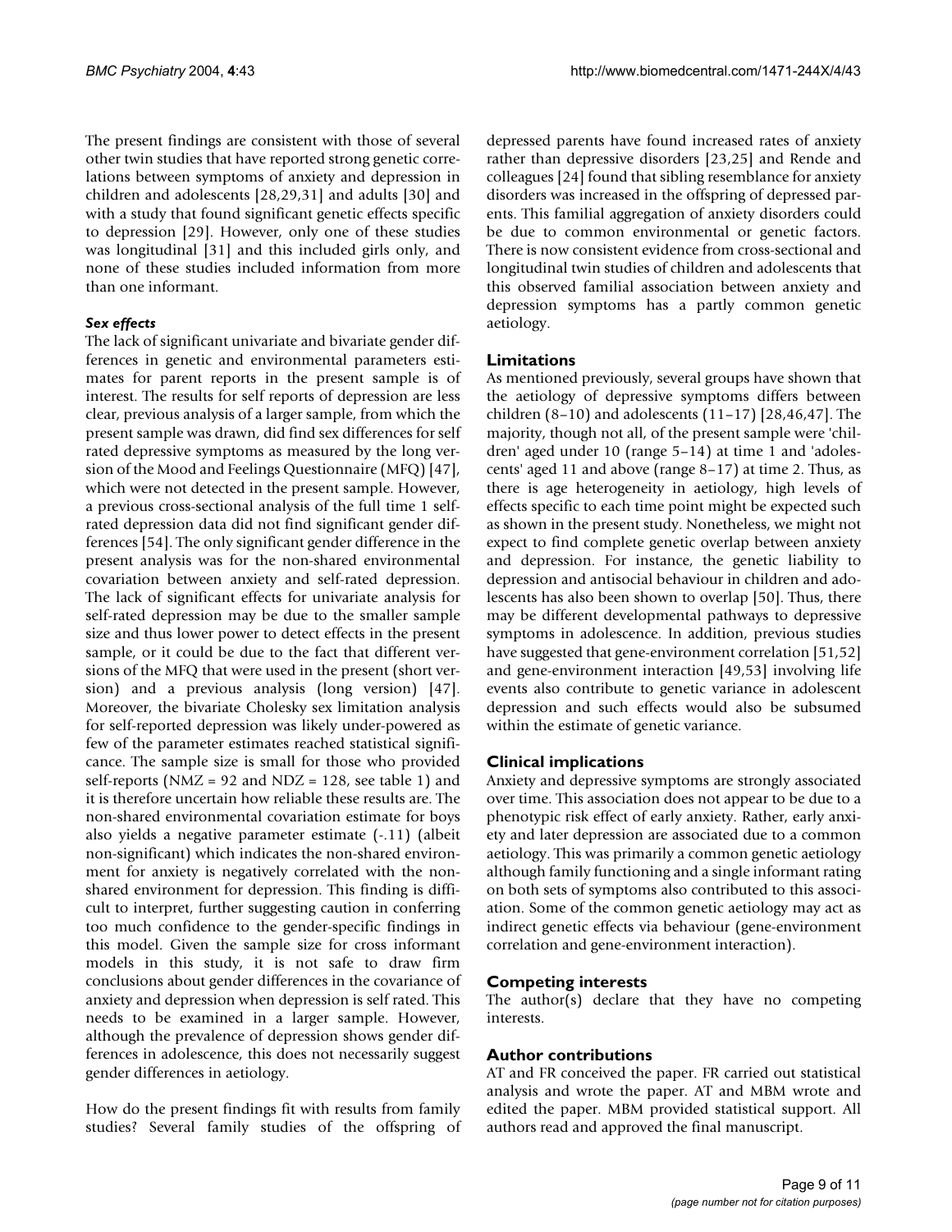The present findings are consistent with those of several other twin studies that have reported strong genetic correlations between symptoms of anxiety and depression in children and adolescents [28,29,31] and adults [30] and with a study that found significant genetic effects specific to depression [29]. However, only one of these studies was longitudinal [31] and this included girls only, and none of these studies included information from more than one informant.

### *Sex effects*

The lack of significant univariate and bivariate gender differences in genetic and environmental parameters estimates for parent reports in the present sample is of interest. The results for self reports of depression are less clear, previous analysis of a larger sample, from which the present sample was drawn, did find sex differences for self rated depressive symptoms as measured by the long version of the Mood and Feelings Questionnaire (MFQ) [47], which were not detected in the present sample. However, a previous cross-sectional analysis of the full time 1 self-rated depression data did not find significant gender differences [54]. The only significant gender difference in the present analysis was for the non-shared environmental covariation between anxiety and self-rated depression. The lack of significant effects for univariate analysis for self-rated depression may be due to the smaller sample size and thus lower power to detect effects in the present sample, or it could be due to the fact that different versions of the MFQ that were used in the present (short version) and a previous analysis (long version) [47]. Moreover, the bivariate Cholesky sex limitation analysis for self-reported depression was likely under-powered as few of the parameter estimates reached statistical significance. The sample size is small for those who provided self-reports (NMZ = 92 and NDZ = 128, see table 1) and it is therefore uncertain how reliable these results are. The non-shared environmental covariation estimate for boys also yields a negative parameter estimate (-.11) (albeit non-significant) which indicates the non-shared environment for anxiety is negatively correlated with the non-shared environment for depression. This finding is difficult to interpret, further suggesting caution in conferring too much confidence to the gender-specific findings in this model. Given the sample size for cross informant models in this study, it is not safe to draw firm conclusions about gender differences in the covariance of anxiety and depression when depression is self rated. This needs to be examined in a larger sample. However, although the prevalence of depression shows gender differences in adolescence, this does not necessarily suggest gender differences in aetiology.

How do the present findings fit with results from family studies? Several family studies of the offspring of depressed parents have found increased rates of anxiety rather than depressive disorders [23,25] and Rende and colleagues [24] found that sibling resemblance for anxiety disorders was increased in the offspring of depressed parents. This familial aggregation of anxiety disorders could be due to common environmental or genetic factors. There is now consistent evidence from cross-sectional and longitudinal twin studies of children and adolescents that this observed familial association between anxiety and depression symptoms has a partly common genetic aetiology.

## Limitations

As mentioned previously, several groups have shown that the aetiology of depressive symptoms differs between children (8–10) and adolescents (11–17) [28,46,47]. The majority, though not all, of the present sample were 'children' aged under 10 (range 5–14) at time 1 and 'adolescents' aged 11 and above (range 8–17) at time 2. Thus, as there is age heterogeneity in aetiology, high levels of effects specific to each time point might be expected such as shown in the present study. Nonetheless, we might not expect to find complete genetic overlap between anxiety and depression. For instance, the genetic liability to depression and antisocial behaviour in children and adolescents has also been shown to overlap [50]. Thus, there may be different developmental pathways to depressive symptoms in adolescence. In addition, previous studies have suggested that gene-environment correlation [51,52] and gene-environment interaction [49,53] involving life events also contribute to genetic variance in adolescent depression and such effects would also be subsumed within the estimate of genetic variance.

## Clinical implications

Anxiety and depressive symptoms are strongly associated over time. This association does not appear to be due to a phenotypic risk effect of early anxiety. Rather, early anxiety and later depression are associated due to a common aetiology. This was primarily a common genetic aetiology although family functioning and a single informant rating on both sets of symptoms also contributed to this association. Some of the common genetic aetiology may act as indirect genetic effects via behaviour (gene-environment correlation and gene-environment interaction).

## Competing interests

The author(s) declare that they have no competing interests.

## Author contributions

AT and FR conceived the paper. FR carried out statistical analysis and wrote the paper. AT and MBM wrote and edited the paper. MBM provided statistical support. All authors read and approved the final manuscript.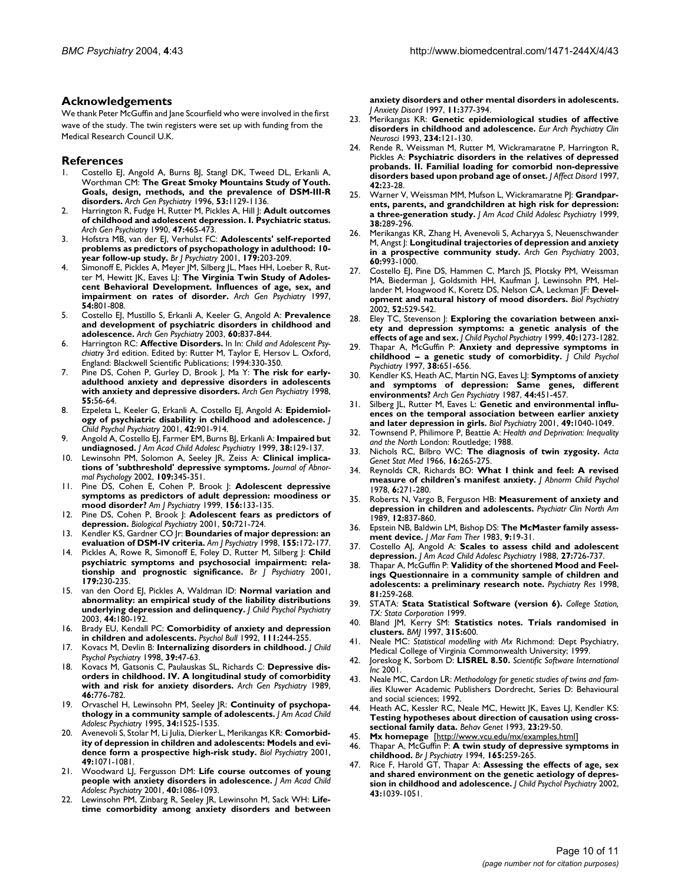## Acknowledgements

We thank Peter McGuffin and Jane Scourfield who were involved in the first wave of the study. The twin registers were set up with funding from the Medical Research Council U.K.

## References

1. Costello EJ, Angold A, Burns BJ, Stangl DK, Tweed DL, Erkanli A, Worthman CM: **The Great Smoky Mountains Study of Youth. Goals, design, methods, and the prevalence of DSM-III-R disorders.** *Arch Gen Psychiatry* 1996, **53:**1129-1136.
2. Harrington R, Fudge H, Rutter M, Pickles A, Hill J: **Adult outcomes of childhood and adolescent depression. I. Psychiatric status.** *Arch Gen Psychiatry* 1990, **47:**465-473.
3. Hofstra MB, van der EJ, Verhulst FC: **Adolescents' self-reported problems as predictors of psychopathology in adulthood: 10-year follow-up study.** *Br J Psychiatry* 2001, **179:**203-209.
4. Simonoff E, Pickles A, Meyer JM, Silberg JL, Maes HH, Loeber R, Rutter M, Hewitt JK, Eaves LJ: **The Virginia Twin Study of Adolescent Behavioral Development. Influences of age, sex, and impairment on rates of disorder.** *Arch Gen Psychiatry* 1997, **54:**801-808.
5. Costello EJ, Mustillo S, Erkanli A, Keeler G, Angold A: **Prevalence and development of psychiatric disorders in childhood and adolescence.** *Arch Gen Psychiatry* 2003, **60:**837-844.
6. Harrington RC: **Affective Disorders.** In In: *Child and Adolescent Psychiatry* 3rd edition. Edited by: Rutter M, Taylor E, Hersov L. Oxford, England: Blackwell Scientific Publications; 1994:330-350.
7. Pine DS, Cohen P, Gurley D, Brook J, Ma Y: **The risk for early-adulthood anxiety and depressive disorders in adolescents with anxiety and depressive disorders.** *Arch Gen Psychiatry* 1998, **55:**56-64.
8. Ezpeleta L, Keeler G, Erkanli A, Costello EJ, Angold A: **Epidemiology of psychiatric disability in childhood and adolescence.** *J Child Psychol Psychiatry* 2001, **42:**901-914.
9. Angold A, Costello EJ, Farmer EM, Burns BJ, Erkanli A: **Impaired but undiagnosed.** *J Am Acad Child Adolesc Psychiatry* 1999, **38:**129-137.
10. Lewinsohn PM, Solomon A, Seeley JR, Zeiss A: **Clinical implications of 'subthreshold' depressive symptoms.** *Journal of Abnormal Psychology* 2002, **109:**345-351.
11. Pine DS, Cohen E, Cohen P, Brook J: **Adolescent depressive symptoms as predictors of adult depression: moodiness or mood disorder?** *Am J Psychiatry* 1999, **156:**133-135.
12. Pine DS, Cohen P, Brook J: **Adolescent fears as predictors of depression.** *Biological Psychiatry* 2001, **50:**721-724.
13. Kendler KS, Gardner CO Jr: **Boundaries of major depression: an evaluation of DSM-IV criteria.** *Am J Psychiatry* 1998, **155:**172-177.
14. Pickles A, Rowe R, Simonoff E, Foley D, Rutter M, Silberg J: **Child psychiatric symptoms and psychosocial impairment: relationship and prognostic significance.** *Br J Psychiatry* 2001, **179:**230-235.
15. van den Oord EJ, Pickles A, Waldman ID: **Normal variation and abnormality: an empirical study of the liability distributions underlying depression and delinquency.** *J Child Psychol Psychiatry* 2003, **44:**180-192.
16. Brady EU, Kendall PC: **Comorbidity of anxiety and depression in children and adolescents.** *Psychol Bull* 1992, **111:**244-255.
17. Kovacs M, Devlin B: **Internalizing disorders in childhood.** *J Child Psychol Psychiatry* 1998, **39:**47-63.
18. Kovacs M, Gatsonis C, Paulauskas SL, Richards C: **Depressive disorders in childhood. IV. A longitudinal study of comorbidity with and risk for anxiety disorders.** *Arch Gen Psychiatry* 1989, **46:**776-782.
19. Orvaschel H, Lewinsohn PM, Seeley JR: **Continuity of psychopathology in a community sample of adolescents.** *J Am Acad Child Adolesc Psychiatry* 1995, **34:**1525-1535.
20. Avenevoli S, Stolar M, Li Julia, Dierker L, Merikangas KR: **Comorbidity of depression in children and adolescents: Models and evidence form a prospective high-risk study.** *Biol Psychiatry* 2001, **49:**1071-1081.
21. Woodward LJ, Fergusson DM: **Life course outcomes of young people with anxiety disorders in adolescence.** *J Am Acad Child Adolesc Psychiatry* 2001, **40:**1086-1093.
22. Lewinsohn PM, Zinbarg R, Seeley JR, Lewinsohn M, Sack WH: **Lifetime comorbidity among anxiety disorders and between anxiety disorders and other mental disorders in adolescents.** *J Anxiety Disord* 1997, **11:**377-394.
23. Merikangas KR: **Genetic epidemiological studies of affective disorders in childhood and adolescence.** *Eur Arch Psychiatry Clin Neurosci* 1993, **234:**121-130.
24. Rende R, Weissman M, Rutter M, Wickramaratne P, Harrington R, Pickles A: **Psychiatric disorders in the relatives of depressed probands. II. Familial loading for comorbid non-depressive disorders based upon proband age of onset.** *J Affect Disord* 1997, **42:**23-28.
25. Warner V, Weissman MM, Mufson L, Wickramaratne PJ: **Grandparents, parents, and grandchildren at high risk for depression: a three-generation study.** *J Am Acad Child Adolesc Psychiatry* 1999, **38:**289-296.
26. Merikangas KR, Zhang H, Avenevoli S, Acharyya S, Neuenschwander M, Angst J: **Longitudinal trajectories of depression and anxiety in a prospective community study.** *Arch Gen Psychiatry* 2003, **60:**993-1000.
27. Costello EJ, Pine DS, Hammen C, March JS, Plotsky PM, Weissman MA, Biederman J, Goldsmith HH, Kaufman J, Lewinsohn PM, Hellander M, Hoagwood K, Koretz DS, Nelson CA, Leckman JF: **Development and natural history of mood disorders.** *Biol Psychiatry* 2002, **52:**529-542.
28. Eley TC, Stevenson J: **Exploring the covariation between anxiety and depression symptoms: a genetic analysis of the effects of age and sex.** *J Child Psychol Psychiatry* 1999, **40:**1273-1282.
29. Thapar A, McGuffin P: **Anxiety and depressive symptoms in childhood – a genetic study of comorbidity.** *J Child Psychol Psychiatry* 1997, **38:**651-656.
30. Kendler KS, Heath AC, Martin NG, Eaves LJ: **Symptoms of anxiety and symptoms of depression: Same genes, different environments?** *Arch Gen Psychiatry* 1987, **44:**451-457.
31. Silberg JL, Rutter M, Eaves L: **Genetic and environmental influences on the temporal association between earlier anxiety and later depression in girls.** *Biol Psychiatry* 2001, **49:**1040-1049.
32. Townsend P, Philimore P, Beattie A: *Health and Deprivation: Inequality and the North* London: Routledge; 1988.
33. Nichols RC, Bilbro WC: **The diagnosis of twin zygosity.** *Acta Genet Stat Med* 1966, **16:**265-275.
34. Reynolds CR, Richards BO: **What I think and feel: A revised measure of children's manifest anxiety.** *J Abnorm Child Psychol* 1978, **6:**271-280.
35. Roberts N, Vargo B, Ferguson HB: **Measurement of anxiety and depression in children and adolescents.** *Psychiatr Clin North Am* 1989, **12:**837-860.
36. Epstein NB, Baldwin LM, Bishop DS: **The McMaster family assessment device.** *J Mar Fam Ther* 1983, **9:**19-31.
37. Costello AJ, Angold A: **Scales to assess child and adolescent depression.** *J Am Acad Child Adolesc Psychiatry* 1988, **27:**726-737.
38. Thapar A, McGuffin P: **Validity of the shortened Mood and Feelings Questionnaire in a community sample of children and adolescents: a preliminary research note.** *Psychiatry Res* 1998, **81:**259-268.
39. STATA: **Stata Statistical Software (version 6).** *College Station, TX: Stata Corporation* 1999.
40. Bland JM, Kerry SM: **Statistics notes. Trials randomised in clusters.** *BMJ* 1997, **315:**600.
41. Neale MC: *Statistical modelling with Mx* Richmond: Dept Psychiatry, Medical College of Virginia Commonwealth University; 1999.
42. Joreskog K, Sorbom D: **LISREL 8.50.** *Scientific Software International Inc* 2001.
43. Neale MC, Cardon LR: *Methodology for genetic studies of twins and families* Kluwer Academic Publishers Dordrecht, Series D: Behavioural and social sciences; 1992.
44. Heath AC, Kessler RC, Neale MC, Hewitt JK, Eaves LJ, Kendler KS: **Testing hypotheses about direction of causation using cross-sectional family data.** *Behav Genet* 1993, **23:**29-50.
45. **Mx homepage** [http://www.vcu.edu/mx/examples.html]
46. Thapar A, McGuffin P: **A twin study of depressive symptoms in childhood.** *Br J Psychiatry* 1994, **165:**259-265.
47. Rice F, Harold GT, Thapar A: **Assessing the effects of age, sex and shared environment on the genetic aetiology of depression in childhood and adolescence.** *J Child Psychol Psychiatry* 2002, **43:**1039-1051.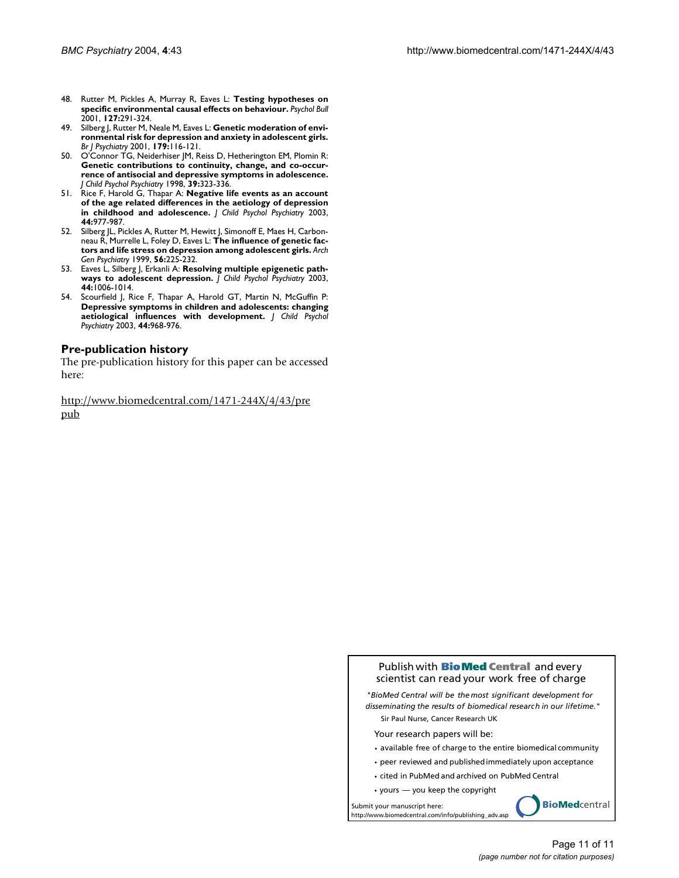48. Rutter M, Pickles A, Murray R, Eaves L: **Testing hypotheses on specific environmental causal effects on behaviour.** *Psychol Bull* 2001, **127:**291-324.
49. Silberg J, Rutter M, Neale M, Eaves L: **Genetic moderation of environmental risk for depression and anxiety in adolescent girls.** *Br J Psychiatry* 2001, **179:**116-121.
50. O'Connor TG, Neiderhiser JM, Reiss D, Hetherington EM, Plomin R: **Genetic contributions to continuity, change, and co-occurrence of antisocial and depressive symptoms in adolescence.** *J Child Psychol Psychiatry* 1998, **39:**323-336.
51. Rice F, Harold G, Thapar A: **Negative life events as an account of the age related differences in the aetiology of depression in childhood and adolescence.** *J Child Psychol Psychiatry* 2003, **44:**977-987.
52. Silberg JL, Pickles A, Rutter M, Hewitt J, Simonoff E, Maes H, Carbonneau R, Murrelle L, Foley D, Eaves L: **The influence of genetic factors and life stress on depression among adolescent girls.** *Arch Gen Psychiatry* 1999, **56:**225-232.
53. Eaves L, Silberg J, Erkanli A: **Resolving multiple epigenetic pathways to adolescent depression.** *J Child Psychol Psychiatry* 2003, **44:**1006-1014.
54. Scourfield J, Rice F, Thapar A, Harold GT, Martin N, McGuffin P: **Depressive symptoms in children and adolescents: changing aetiological influences with development.** *J Child Psychol Psychiatry* 2003, **44:**968-976.

## Pre-publication history

The pre-publication history for this paper can be accessed here:

http://www.biomedcentral.com/1471-244X/4/43/prepub

Publish with **BioMed Central** and every scientist can read your work free of charge

*"BioMed Central will be the most significant development for disseminating the results of biomedical research in our lifetime."*

Sir Paul Nurse, Cancer Research UK

Your research papers will be:

- available free of charge to the entire biomedical community
- peer reviewed and published immediately upon acceptance
- cited in PubMed and archived on PubMed Central
- yours — you keep the copyright

Submit your manuscript here:
http://www.biomedcentral.com/info/publishing_adv.asp

**BioMed**central